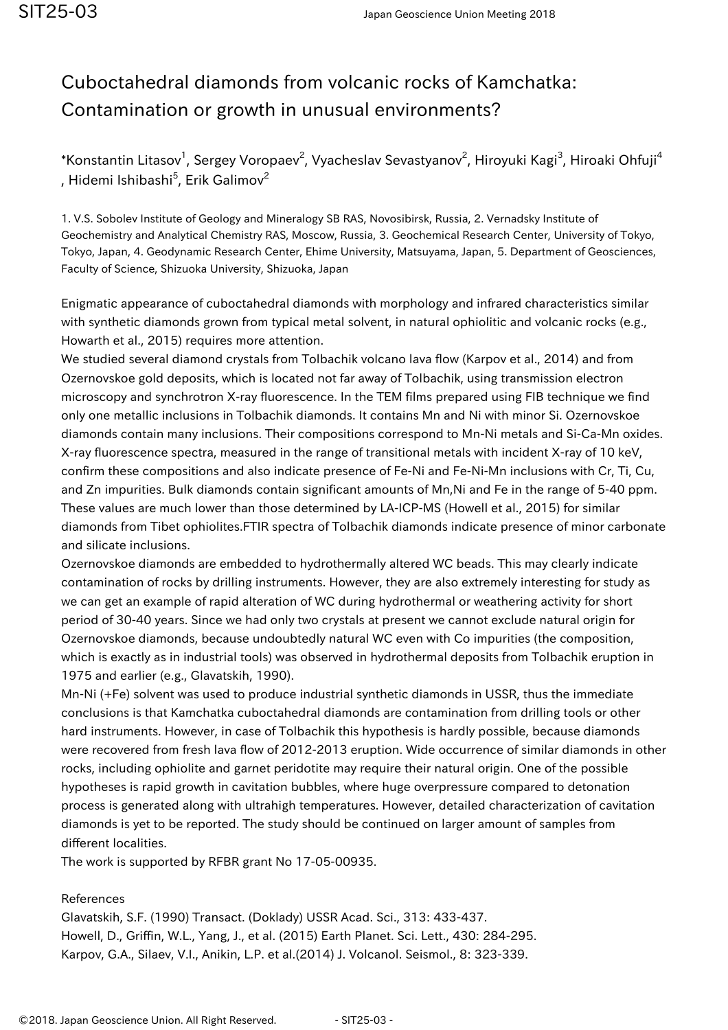# Cuboctahedral diamonds from volcanic rocks of Kamchatka: Contamination or growth in unusual environments?

*Konstantin Litasov[1], Sergey Voropaev[2], Vyacheslav Sevastyanov[2], Hiroyuki Kagi[3], Hiroaki Ohfuji[4], Hidemi Ishibashi[5], Erik Galimov[2]

1. V.S. Sobolev Institute of Geology and Mineralogy SB RAS, Novosibirsk, Russia, 2. Vernadsky Institute of Geochemistry and Analytical Chemistry RAS, Moscow, Russia, 3. Geochemical Research Center, University of Tokyo, Tokyo, Japan, 4. Geodynamic Research Center, Ehime University, Matsuyama, Japan, 5. Department of Geosciences, Faculty of Science, Shizuoka University, Shizuoka, Japan

Enigmatic appearance of cuboctahedral diamonds with morphology and infrared characteristics similar with synthetic diamonds grown from typical metal solvent, in natural ophiolitic and volcanic rocks (e.g., Howarth et al., 2015) requires more attention.

We studied several diamond crystals from Tolbachik volcano lava flow (Karpov et al., 2014) and from Ozernovskoe gold deposits, which is located not far away of Tolbachik, using transmission electron microscopy and synchrotron X-ray fluorescence. In the TEM films prepared using FIB technique we find only one metallic inclusions in Tolbachik diamonds. It contains Mn and Ni with minor Si. Ozernovskoe diamonds contain many inclusions. Their compositions correspond to Mn-Ni metals and Si-Ca-Mn oxides. X-ray fluorescence spectra, measured in the range of transitional metals with incident X-ray of 10 keV, confirm these compositions and also indicate presence of Fe-Ni and Fe-Ni-Mn inclusions with Cr, Ti, Cu, and Zn impurities. Bulk diamonds contain significant amounts of Mn,Ni and Fe in the range of 5-40 ppm. These values are much lower than those determined by LA-ICP-MS (Howell et al., 2015) for similar diamonds from Tibet ophiolites.FTIR spectra of Tolbachik diamonds indicate presence of minor carbonate and silicate inclusions.

Ozernovskoe diamonds are embedded to hydrothermally altered WC beads. This may clearly indicate contamination of rocks by drilling instruments. However, they are also extremely interesting for study as we can get an example of rapid alteration of WC during hydrothermal or weathering activity for short period of 30-40 years. Since we had only two crystals at present we cannot exclude natural origin for Ozernovskoe diamonds, because undoubtedly natural WC even with Co impurities (the composition, which is exactly as in industrial tools) was observed in hydrothermal deposits from Tolbachik eruption in 1975 and earlier (e.g., Glavatskih, 1990).

Mn-Ni (+Fe) solvent was used to produce industrial synthetic diamonds in USSR, thus the immediate conclusions is that Kamchatka cuboctahedral diamonds are contamination from drilling tools or other hard instruments. However, in case of Tolbachik this hypothesis is hardly possible, because diamonds were recovered from fresh lava flow of 2012-2013 eruption. Wide occurrence of similar diamonds in other rocks, including ophiolite and garnet peridotite may require their natural origin. One of the possible hypotheses is rapid growth in cavitation bubbles, where huge overpressure compared to detonation process is generated along with ultrahigh temperatures. However, detailed characterization of cavitation diamonds is yet to be reported. The study should be continued on larger amount of samples from different localities.

The work is supported by RFBR grant No 17-05-00935.

References

Glavatskih, S.F. (1990) Transact. (Doklady) USSR Acad. Sci., 313: 433-437.

Howell, D., Griffin, W.L., Yang, J., et al. (2015) Earth Planet. Sci. Lett., 430: 284-295.

Karpov, G.A., Silaev, V.I., Anikin, L.P. et al.(2014) J. Volcanol. Seismol., 8: 323-339.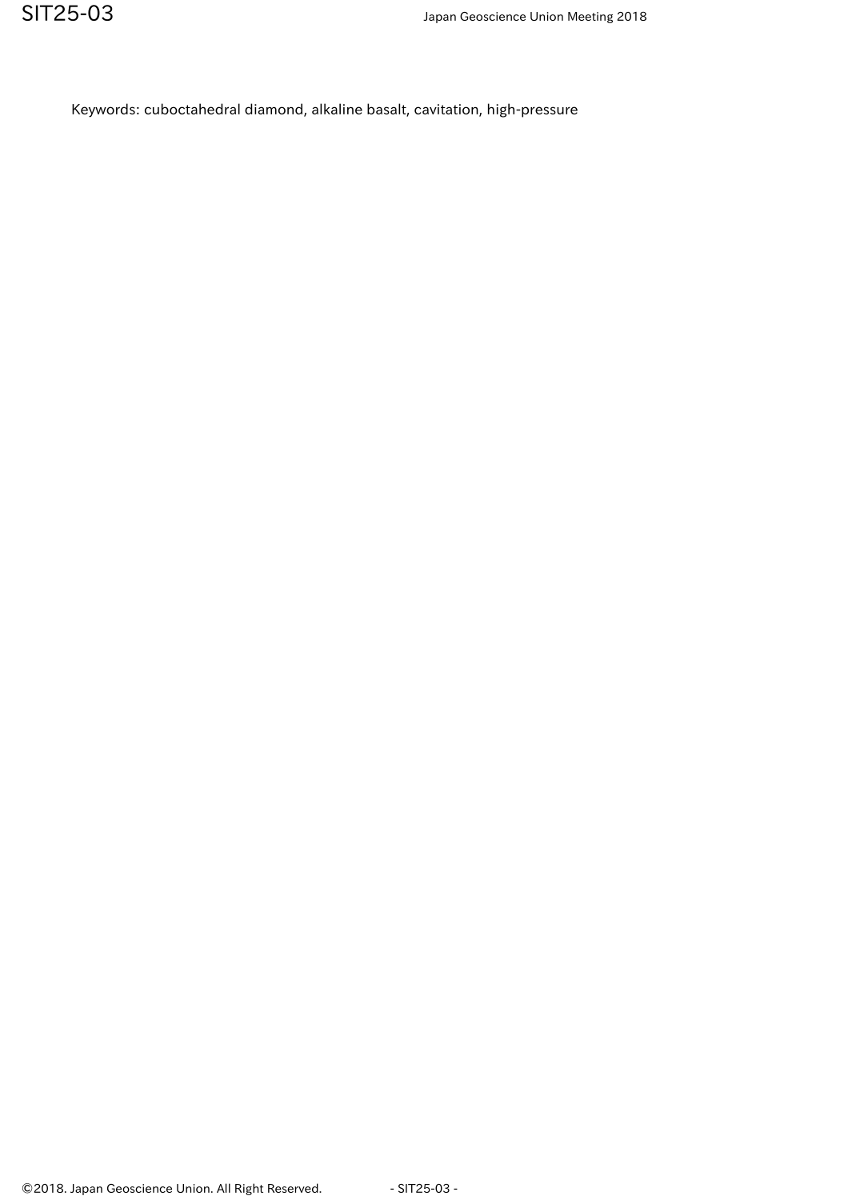Keywords: cuboctahedral diamond, alkaline basalt, cavitation, high-pressure